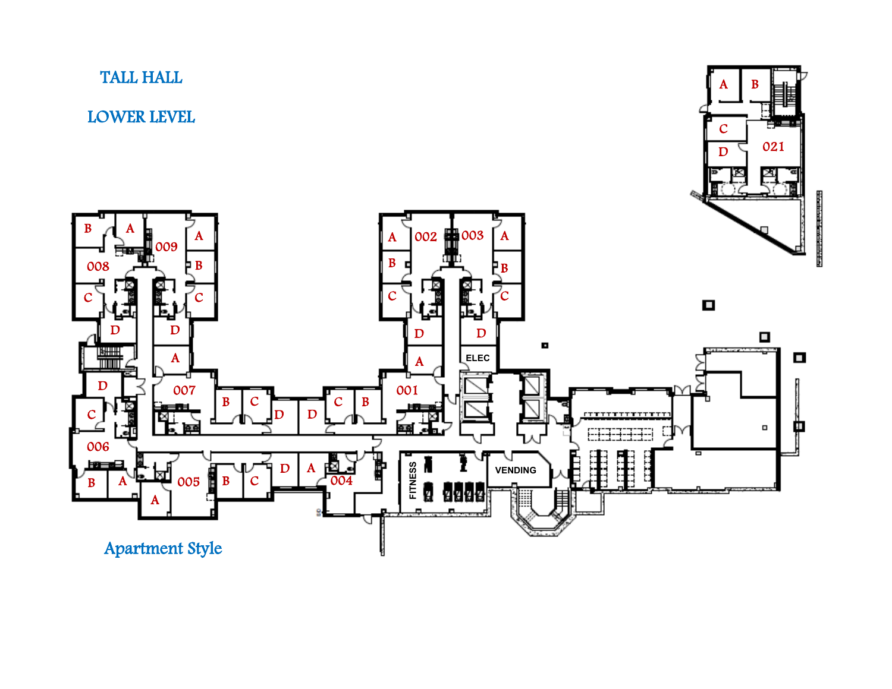# TALL HALL

## LOWER LEVEL

Apartment Style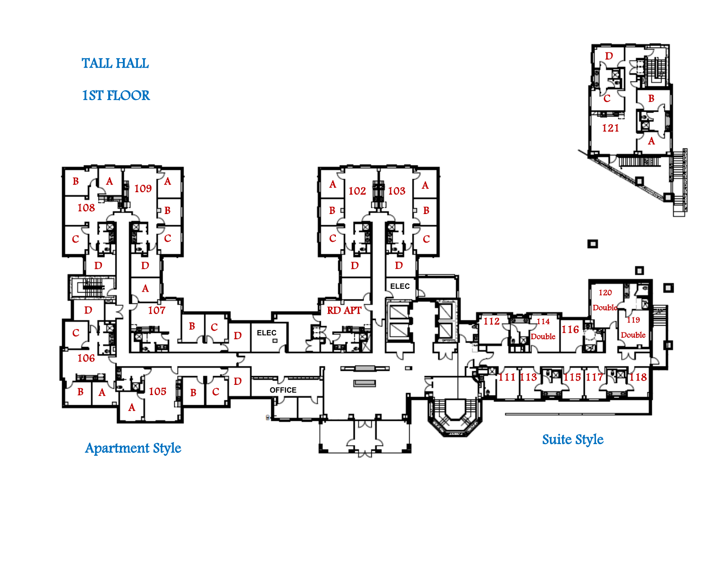# TALL HALL

## 1ST FLOOR

Apartment Style

Suite Style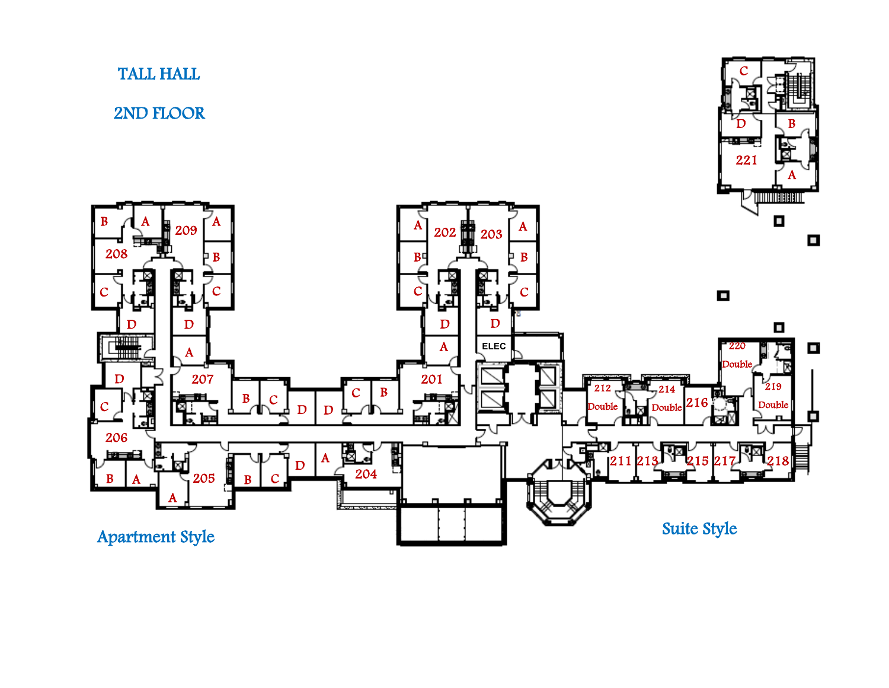# TALL HALL

## 2ND FLOOR

Apartment Style

Suite Style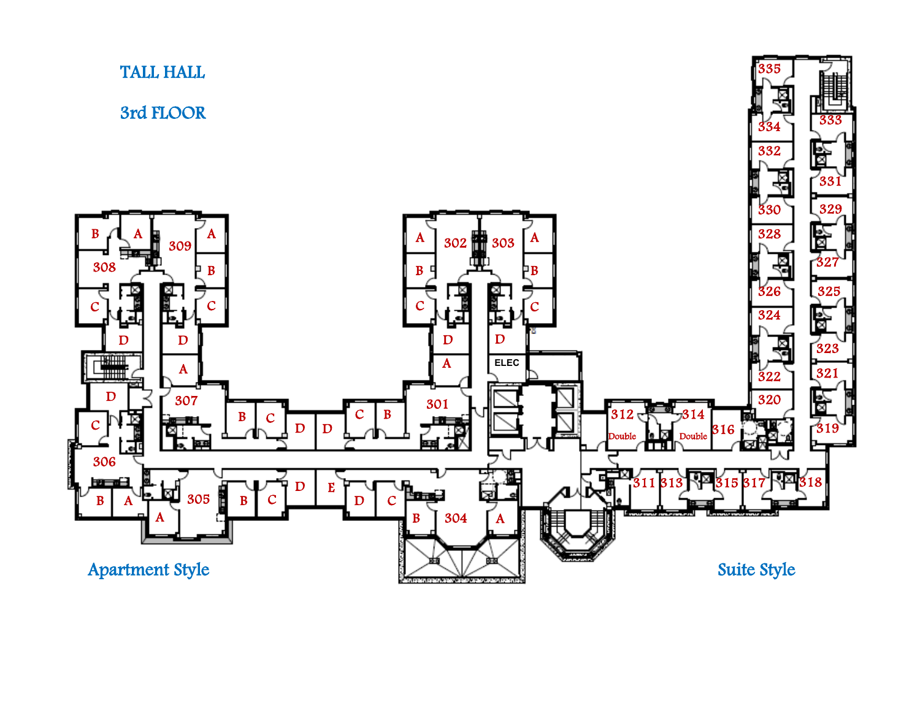# TALL HALL

## 3rd FLOOR

Apartment Style

Suite Style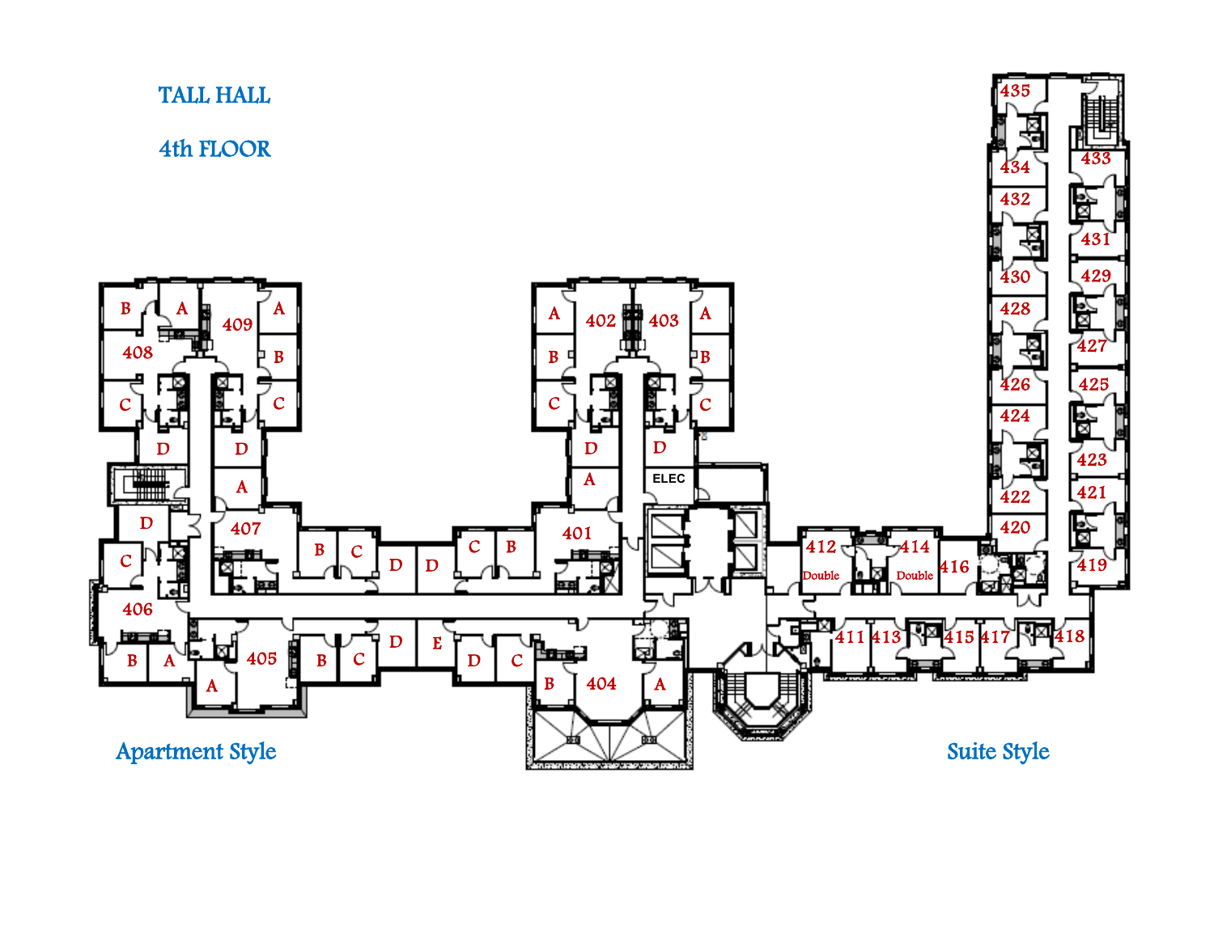# TALL HALL

## 4th FLOOR

Apartment Style

Suite Style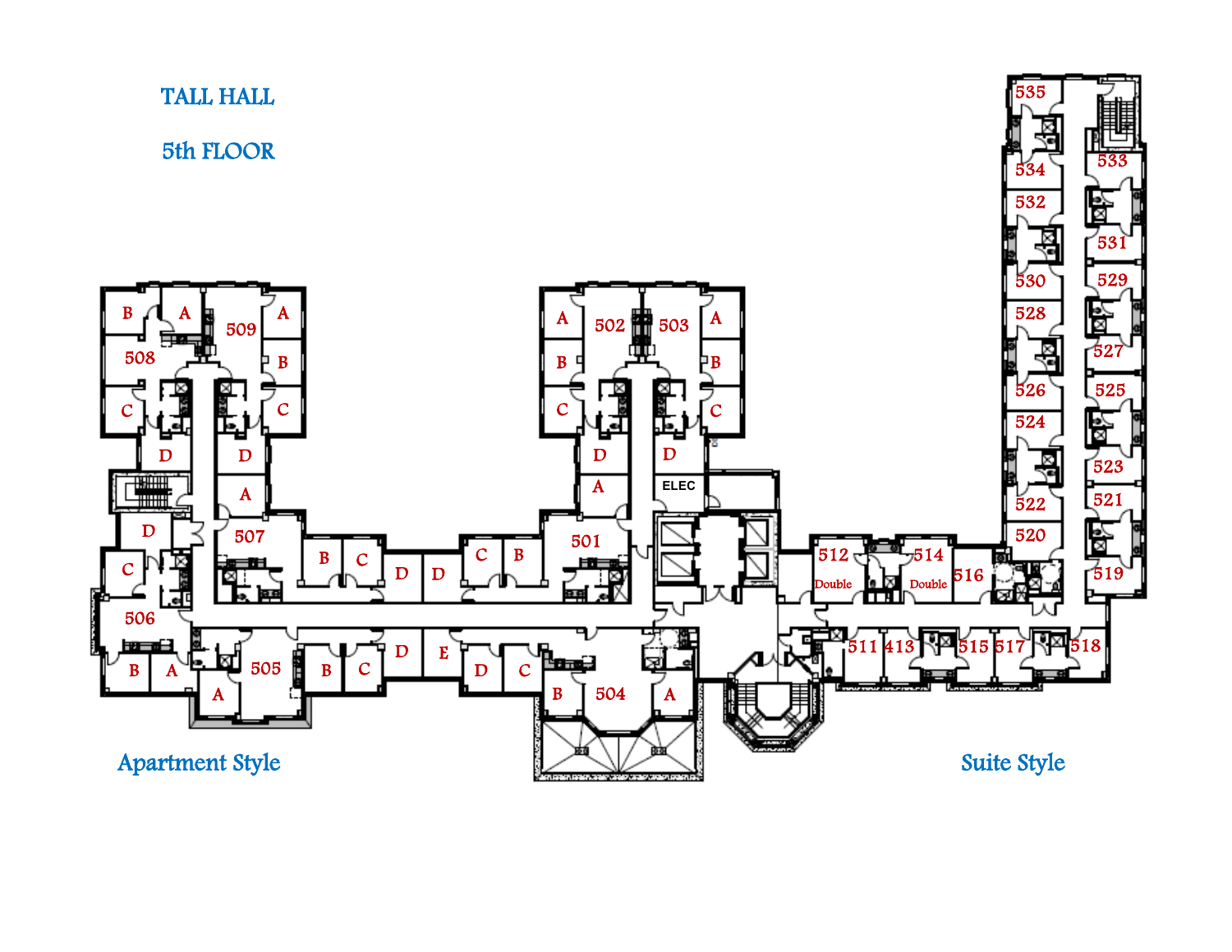# TALL HALL

## 5th FLOOR

Apartment Style

Suite Style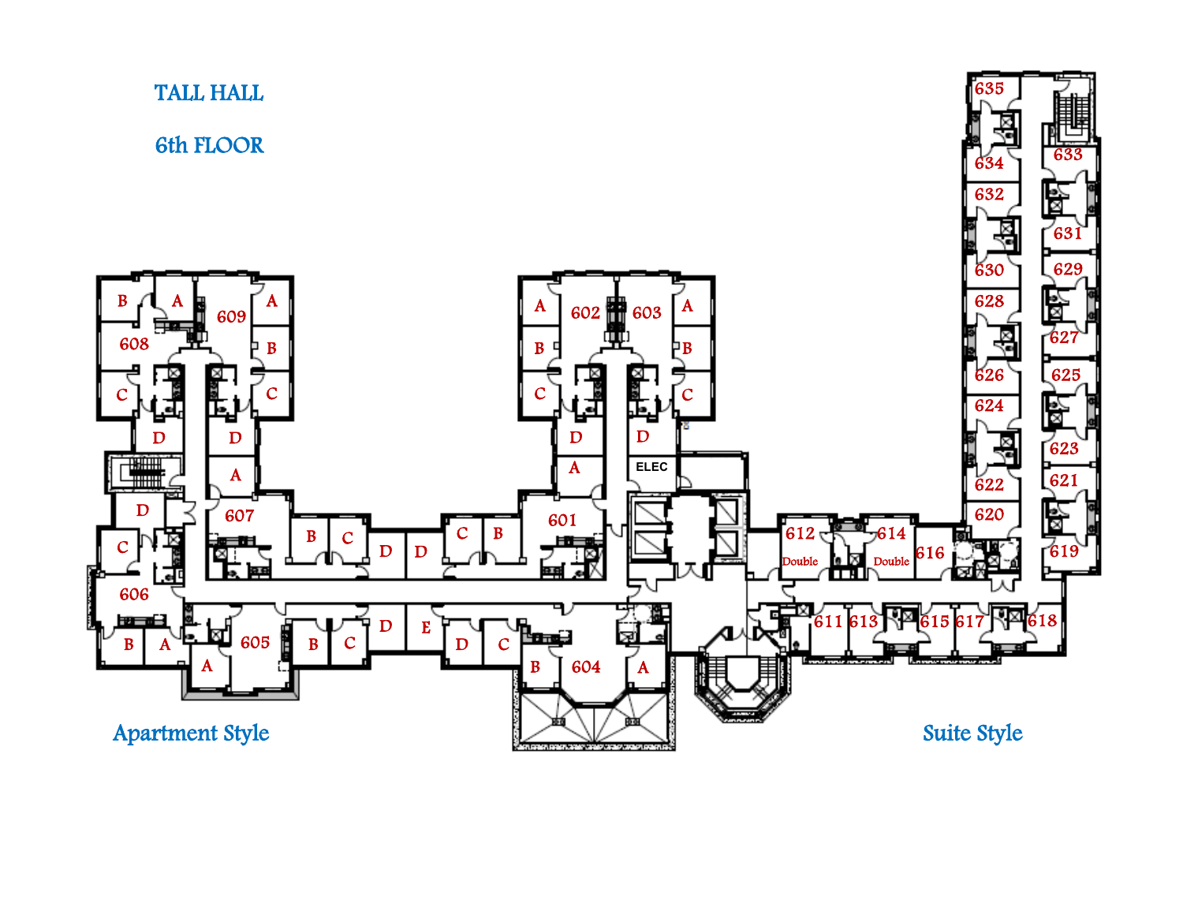# TALL HALL

## 6th FLOOR

Apartment Style

Suite Style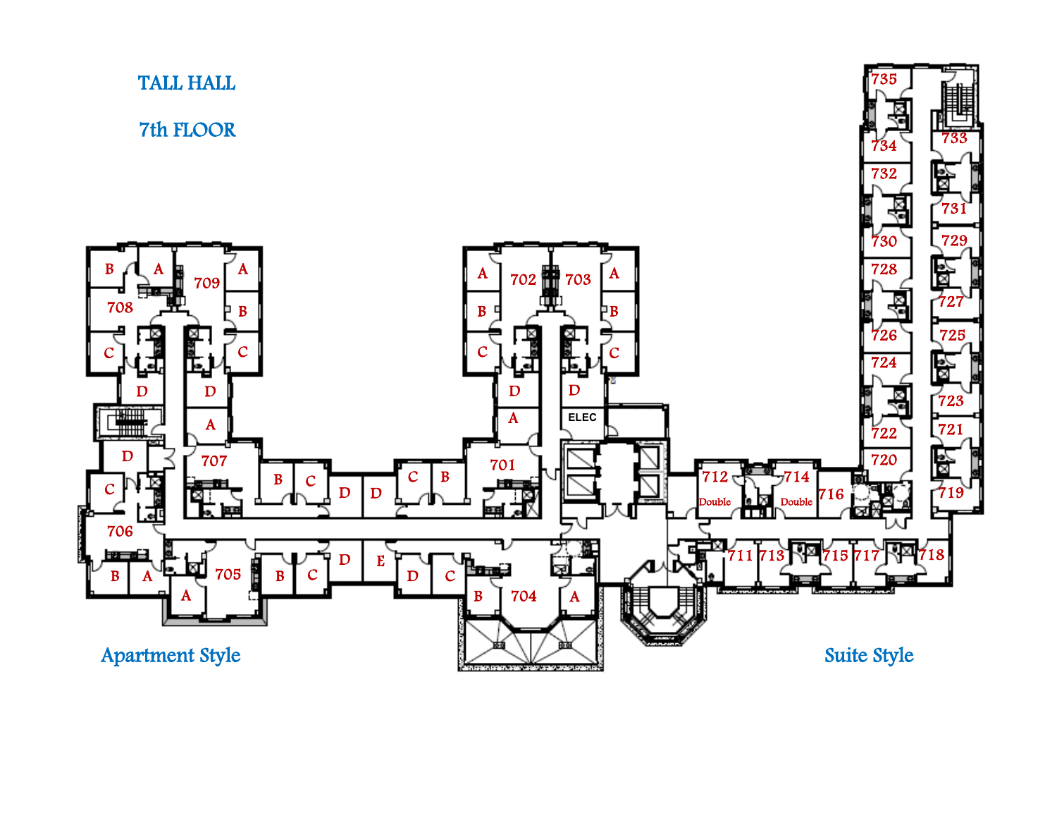# TALL HALL

## 7th FLOOR

Apartment Style

Suite Style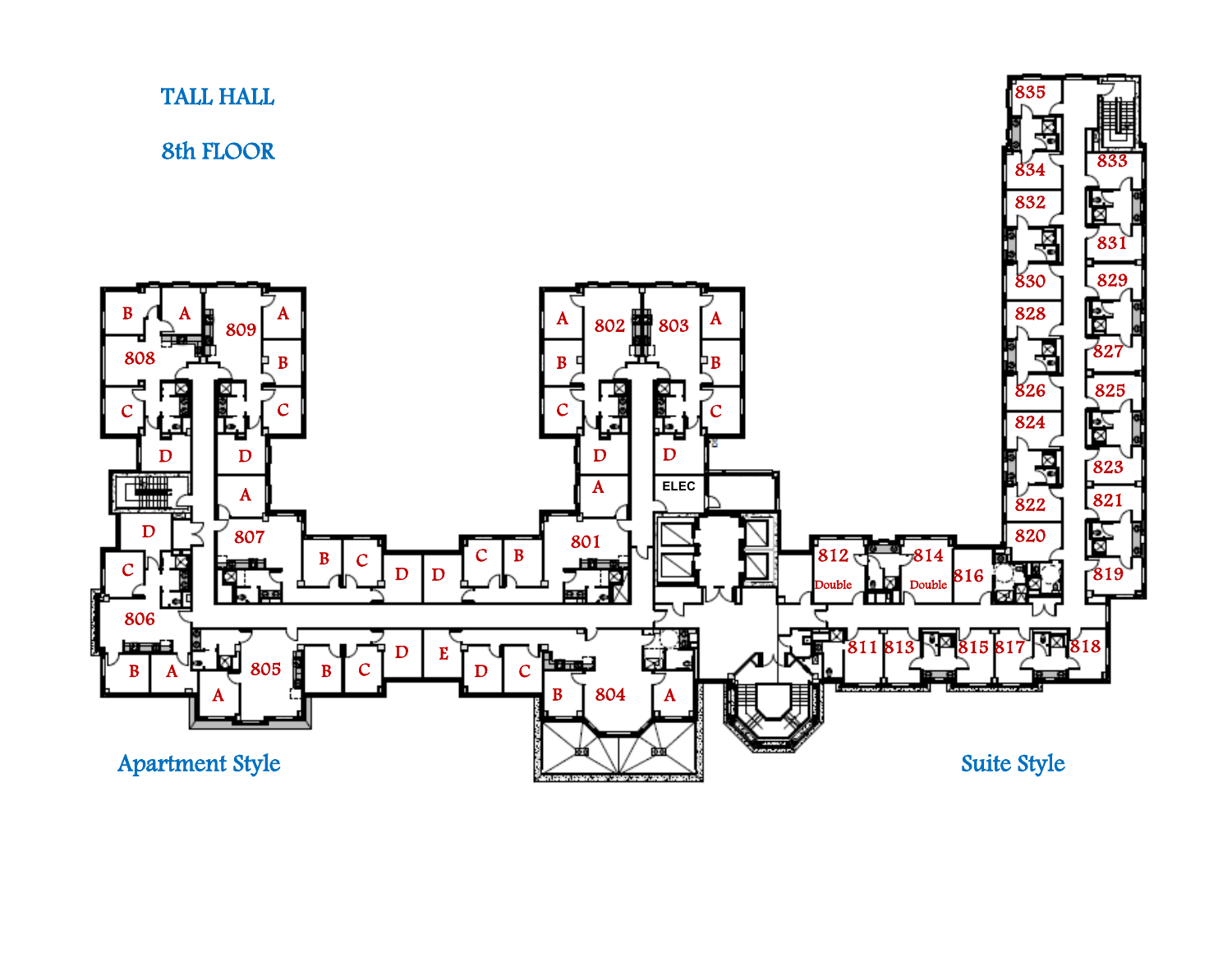# TALL HALL

## 8th FLOOR

Apartment Style

Suite Style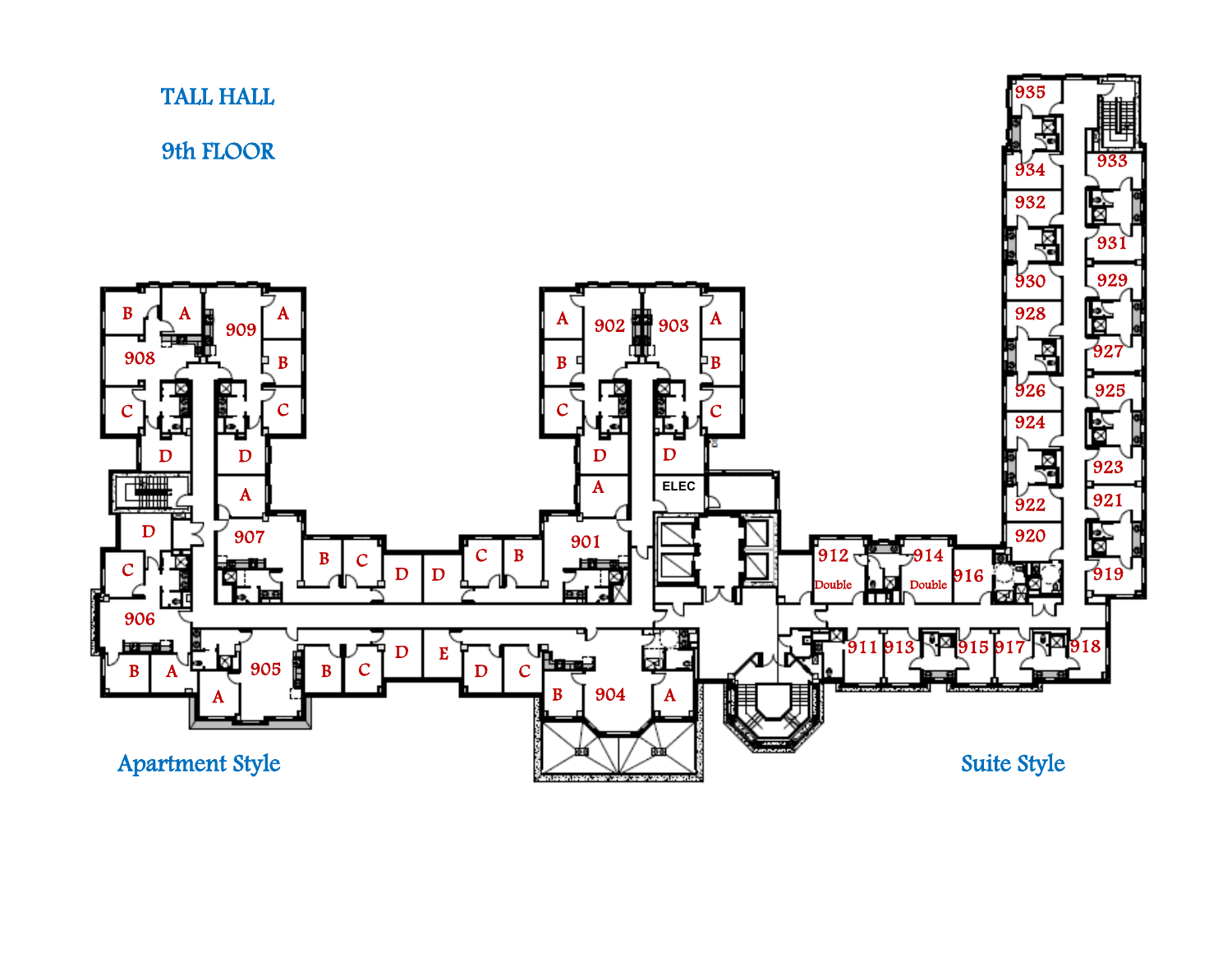# TALL HALL

## 9th FLOOR

Apartment Style

Suite Style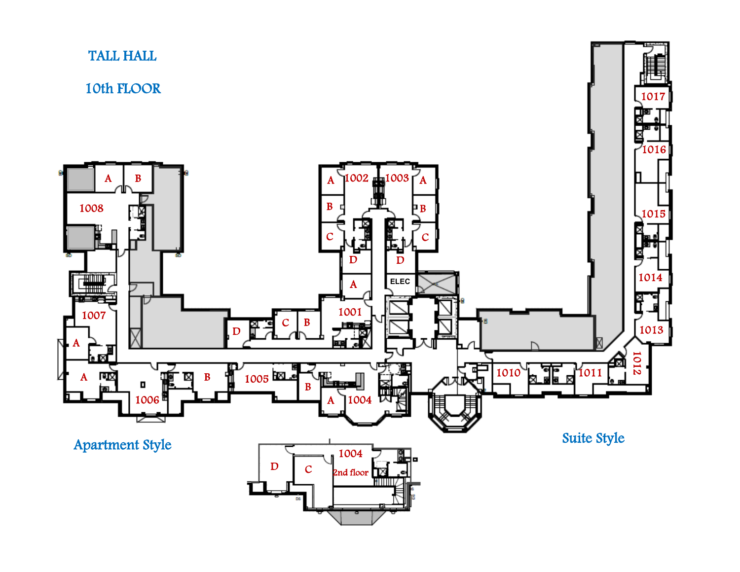# TALL HALL

## 10th FLOOR

Apartment Style

Suite Style

1008 A B
1007 A
1006 A B
1005
1004 A B
1004 2nd floor C D
1001 A B C D
1002 A B C D
1003 A B C D
ELEC
1010
1011
1012
1013
1014
1015
1016
1017